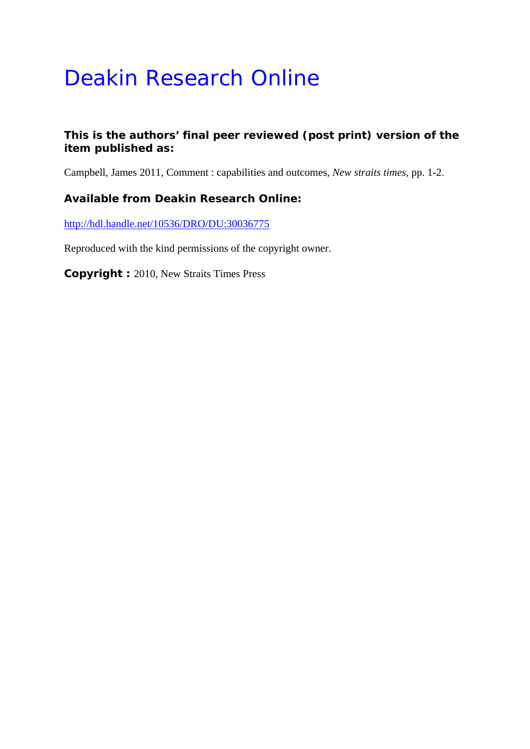# Deakin Research Online

**This is the authors' final peer reviewed (post print) version of the item published as:**

Campbell, James 2011, Comment : capabilities and outcomes, *New straits times*, pp. 1-2.

**Available from Deakin Research Online:**

http://hdl.handle.net/10536/DRO/DU:30036775

Reproduced with the kind permissions of the copyright owner.

**Copyright :** 2010, New Straits Times Press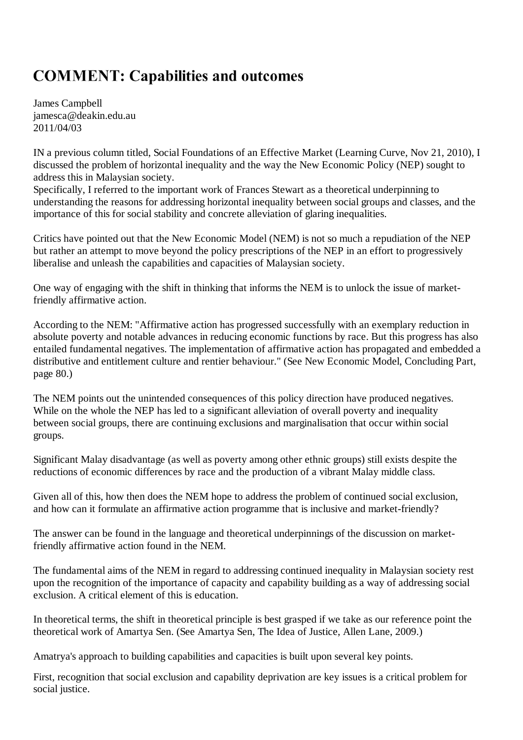# COMMENT: Capabilities and outcomes

James Campbell
jamesca@deakin.edu.au
2011/04/03

IN a previous column titled, Social Foundations of an Effective Market (Learning Curve, Nov 21, 2010), I discussed the problem of horizontal inequality and the way the New Economic Policy (NEP) sought to address this in Malaysian society.
Specifically, I referred to the important work of Frances Stewart as a theoretical underpinning to understanding the reasons for addressing horizontal inequality between social groups and classes, and the importance of this for social stability and concrete alleviation of glaring inequalities.

Critics have pointed out that the New Economic Model (NEM) is not so much a repudiation of the NEP but rather an attempt to move beyond the policy prescriptions of the NEP in an effort to progressively liberalise and unleash the capabilities and capacities of Malaysian society.

One way of engaging with the shift in thinking that informs the NEM is to unlock the issue of market-friendly affirmative action.

According to the NEM: "Affirmative action has progressed successfully with an exemplary reduction in absolute poverty and notable advances in reducing economic functions by race. But this progress has also entailed fundamental negatives. The implementation of affirmative action has propagated and embedded a distributive and entitlement culture and rentier behaviour." (See New Economic Model, Concluding Part, page 80.)

The NEM points out the unintended consequences of this policy direction have produced negatives. While on the whole the NEP has led to a significant alleviation of overall poverty and inequality between social groups, there are continuing exclusions and marginalisation that occur within social groups.

Significant Malay disadvantage (as well as poverty among other ethnic groups) still exists despite the reductions of economic differences by race and the production of a vibrant Malay middle class.

Given all of this, how then does the NEM hope to address the problem of continued social exclusion, and how can it formulate an affirmative action programme that is inclusive and market-friendly?

The answer can be found in the language and theoretical underpinnings of the discussion on market-friendly affirmative action found in the NEM.

The fundamental aims of the NEM in regard to addressing continued inequality in Malaysian society rest upon the recognition of the importance of capacity and capability building as a way of addressing social exclusion. A critical element of this is education.

In theoretical terms, the shift in theoretical principle is best grasped if we take as our reference point the theoretical work of Amartya Sen. (See Amartya Sen, The Idea of Justice, Allen Lane, 2009.)

Amatrya's approach to building capabilities and capacities is built upon several key points.

First, recognition that social exclusion and capability deprivation are key issues is a critical problem for social justice.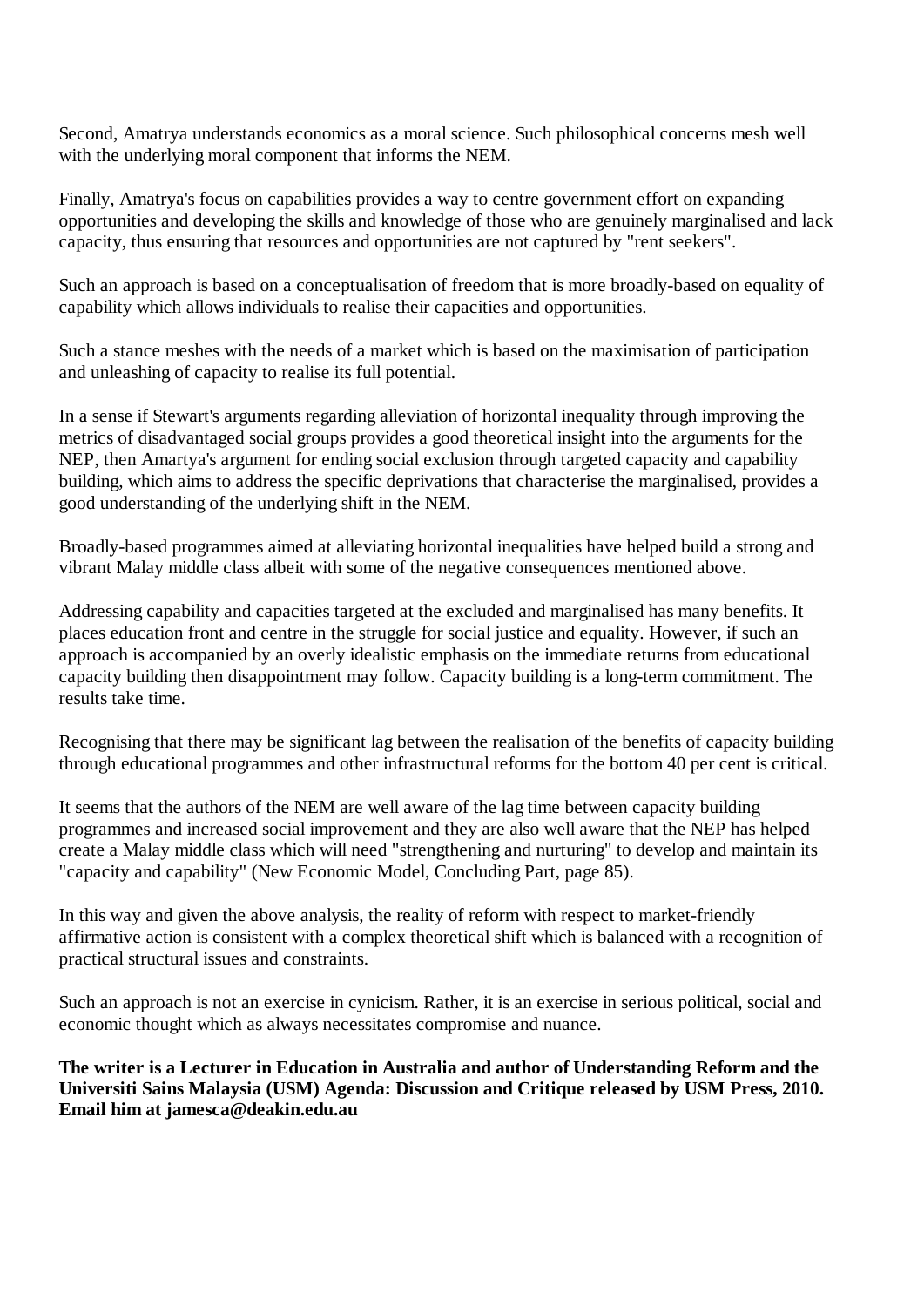Second, Amatrya understands economics as a moral science. Such philosophical concerns mesh well with the underlying moral component that informs the NEM.

Finally, Amatrya's focus on capabilities provides a way to centre government effort on expanding opportunities and developing the skills and knowledge of those who are genuinely marginalised and lack capacity, thus ensuring that resources and opportunities are not captured by "rent seekers".

Such an approach is based on a conceptualisation of freedom that is more broadly-based on equality of capability which allows individuals to realise their capacities and opportunities.

Such a stance meshes with the needs of a market which is based on the maximisation of participation and unleashing of capacity to realise its full potential.

In a sense if Stewart's arguments regarding alleviation of horizontal inequality through improving the metrics of disadvantaged social groups provides a good theoretical insight into the arguments for the NEP, then Amartya's argument for ending social exclusion through targeted capacity and capability building, which aims to address the specific deprivations that characterise the marginalised, provides a good understanding of the underlying shift in the NEM.

Broadly-based programmes aimed at alleviating horizontal inequalities have helped build a strong and vibrant Malay middle class albeit with some of the negative consequences mentioned above.

Addressing capability and capacities targeted at the excluded and marginalised has many benefits. It places education front and centre in the struggle for social justice and equality. However, if such an approach is accompanied by an overly idealistic emphasis on the immediate returns from educational capacity building then disappointment may follow. Capacity building is a long-term commitment. The results take time.

Recognising that there may be significant lag between the realisation of the benefits of capacity building through educational programmes and other infrastructural reforms for the bottom 40 per cent is critical.

It seems that the authors of the NEM are well aware of the lag time between capacity building programmes and increased social improvement and they are also well aware that the NEP has helped create a Malay middle class which will need "strengthening and nurturing" to develop and maintain its "capacity and capability" (New Economic Model, Concluding Part, page 85).

In this way and given the above analysis, the reality of reform with respect to market-friendly affirmative action is consistent with a complex theoretical shift which is balanced with a recognition of practical structural issues and constraints.

Such an approach is not an exercise in cynicism. Rather, it is an exercise in serious political, social and economic thought which as always necessitates compromise and nuance.

**The writer is a Lecturer in Education in Australia and author of Understanding Reform and the Universiti Sains Malaysia (USM) Agenda: Discussion and Critique released by USM Press, 2010. Email him at jamesca@deakin.edu.au**